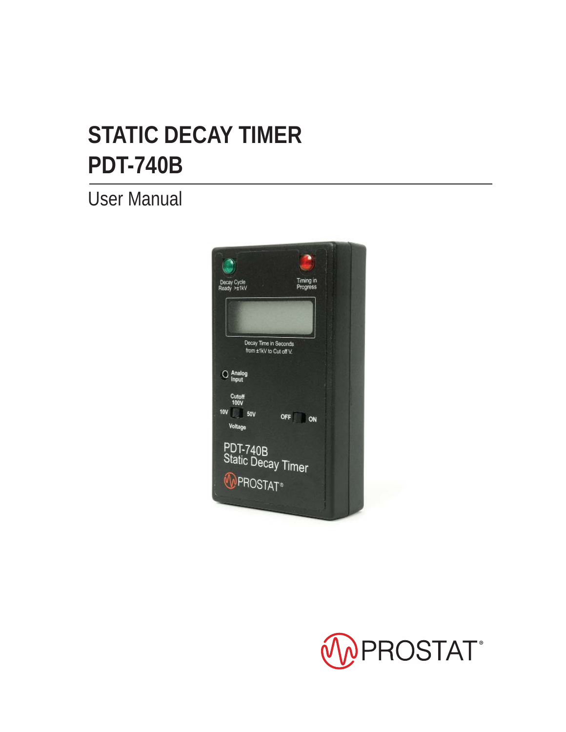# STATIC DECAY TIMER
# PDT-740B

User Manual

PROSTAT®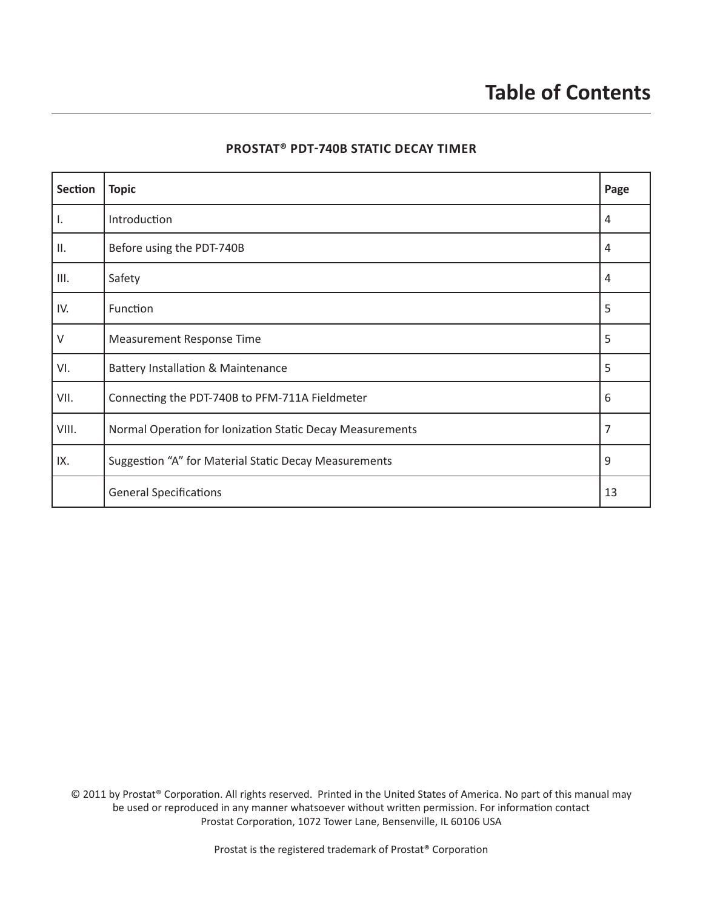# Table of Contents

## PROSTAT® PDT-740B STATIC DECAY TIMER

| Section | Topic | Page |
|---|---|---|
| I. | Introduction | 4 |
| II. | Before using the PDT-740B | 4 |
| III. | Safety | 4 |
| IV. | Function | 5 |
| V | Measurement Response Time | 5 |
| VI. | Battery Installation & Maintenance | 5 |
| VII. | Connecting the PDT-740B to PFM-711A Fieldmeter | 6 |
| VIII. | Normal Operation for Ionization Static Decay Measurements | 7 |
| IX. | Suggestion "A" for Material Static Decay Measurements | 9 |
| | General Specifications | 13 |

© 2011 by Prostat® Corporation. All rights reserved. Printed in the United States of America. No part of this manual may be used or reproduced in any manner whatsoever without written permission. For information contact Prostat Corporation, 1072 Tower Lane, Bensenville, IL 60106 USA

Prostat is the registered trademark of Prostat® Corporation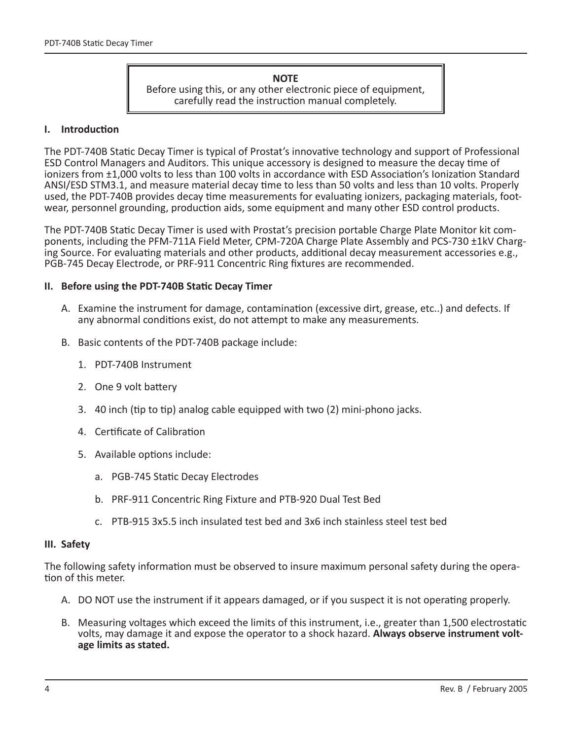> **NOTE**
> Before using this, or any other electronic piece of equipment, carefully read the instruction manual completely.

## I. Introduction

The PDT-740B Static Decay Timer is typical of Prostat's innovative technology and support of Professional ESD Control Managers and Auditors. This unique accessory is designed to measure the decay time of ionizers from ±1,000 volts to less than 100 volts in accordance with ESD Association's Ionization Standard ANSI/ESD STM3.1, and measure material decay time to less than 50 volts and less than 10 volts. Properly used, the PDT-740B provides decay time measurements for evaluating ionizers, packaging materials, footwear, personnel grounding, production aids, some equipment and many other ESD control products.

The PDT-740B Static Decay Timer is used with Prostat's precision portable Charge Plate Monitor kit components, including the PFM-711A Field Meter, CPM-720A Charge Plate Assembly and PCS-730 ±1kV Charging Source. For evaluating materials and other products, additional decay measurement accessories e.g., PGB-745 Decay Electrode, or PRF-911 Concentric Ring fixtures are recommended.

## II. Before using the PDT-740B Static Decay Timer

A. Examine the instrument for damage, contamination (excessive dirt, grease, etc..) and defects. If any abnormal conditions exist, do not attempt to make any measurements.

B. Basic contents of the PDT-740B package include:

1. PDT-740B Instrument
2. One 9 volt battery
3. 40 inch (tip to tip) analog cable equipped with two (2) mini-phono jacks.
4. Certificate of Calibration
5. Available options include:
    a. PGB-745 Static Decay Electrodes
    b. PRF-911 Concentric Ring Fixture and PTB-920 Dual Test Bed
    c. PTB-915 3x5.5 inch insulated test bed and 3x6 inch stainless steel test bed

## III. Safety

The following safety information must be observed to insure maximum personal safety during the operation of this meter.

A. DO NOT use the instrument if it appears damaged, or if you suspect it is not operating properly.

B. Measuring voltages which exceed the limits of this instrument, i.e., greater than 1,500 electrostatic volts, may damage it and expose the operator to a shock hazard. **Always observe instrument voltage limits as stated.**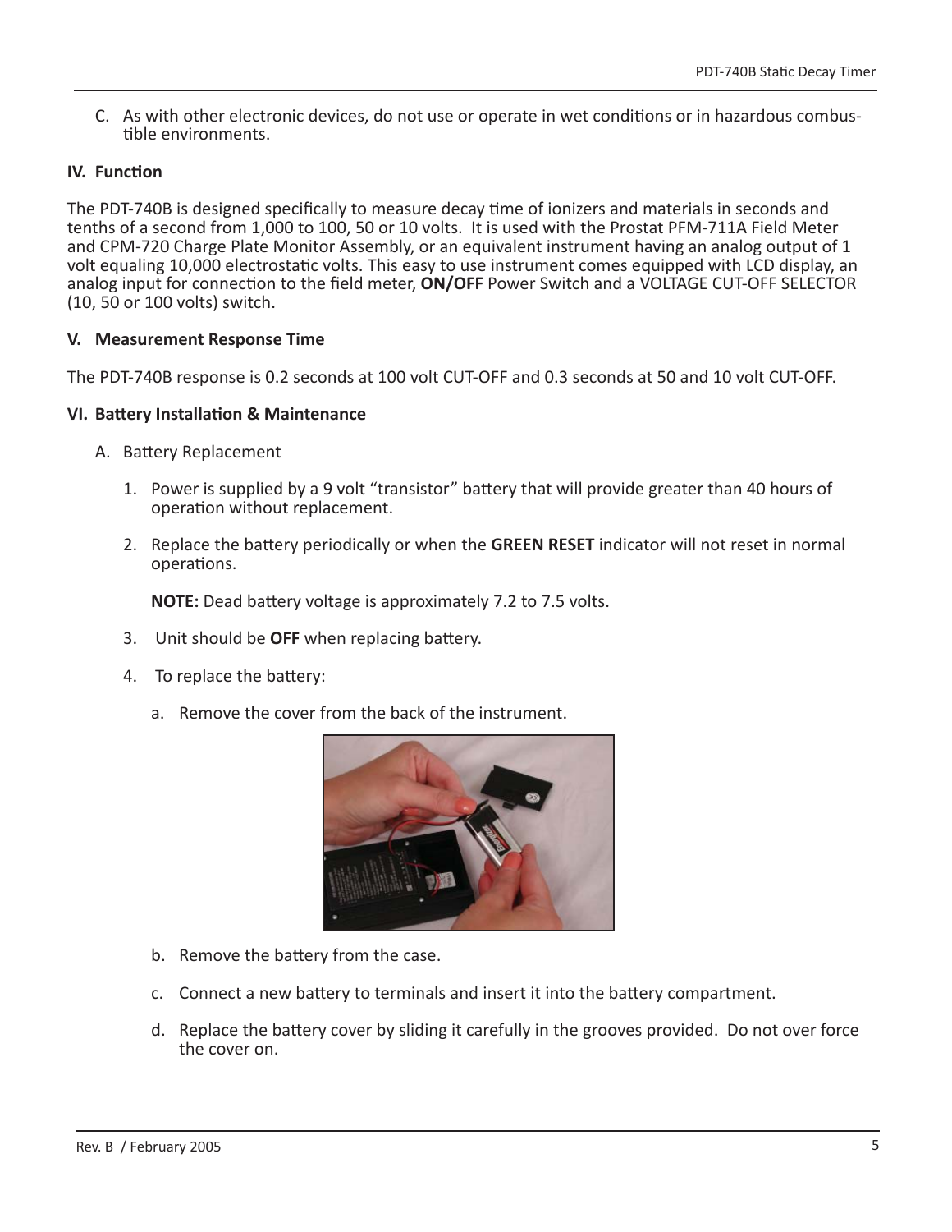C. As with other electronic devices, do not use or operate in wet conditions or in hazardous combustible environments.

## IV. Function

The PDT-740B is designed specifically to measure decay time of ionizers and materials in seconds and tenths of a second from 1,000 to 100, 50 or 10 volts. It is used with the Prostat PFM-711A Field Meter and CPM-720 Charge Plate Monitor Assembly, or an equivalent instrument having an analog output of 1 volt equaling 10,000 electrostatic volts. This easy to use instrument comes equipped with LCD display, an analog input for connection to the field meter, **ON/OFF** Power Switch and a VOLTAGE CUT-OFF SELECTOR (10, 50 or 100 volts) switch.

## V. Measurement Response Time

The PDT-740B response is 0.2 seconds at 100 volt CUT-OFF and 0.3 seconds at 50 and 10 volt CUT-OFF.

## VI. Battery Installation & Maintenance

A. Battery Replacement

1. Power is supplied by a 9 volt "transistor" battery that will provide greater than 40 hours of operation without replacement.

2. Replace the battery periodically or when the **GREEN RESET** indicator will not reset in normal operations.

   **NOTE:** Dead battery voltage is approximately 7.2 to 7.5 volts.

3. Unit should be **OFF** when replacing battery.

4. To replace the battery:

   a. Remove the cover from the back of the instrument.

   b. Remove the battery from the case.

   c. Connect a new battery to terminals and insert it into the battery compartment.

   d. Replace the battery cover by sliding it carefully in the grooves provided. Do not over force the cover on.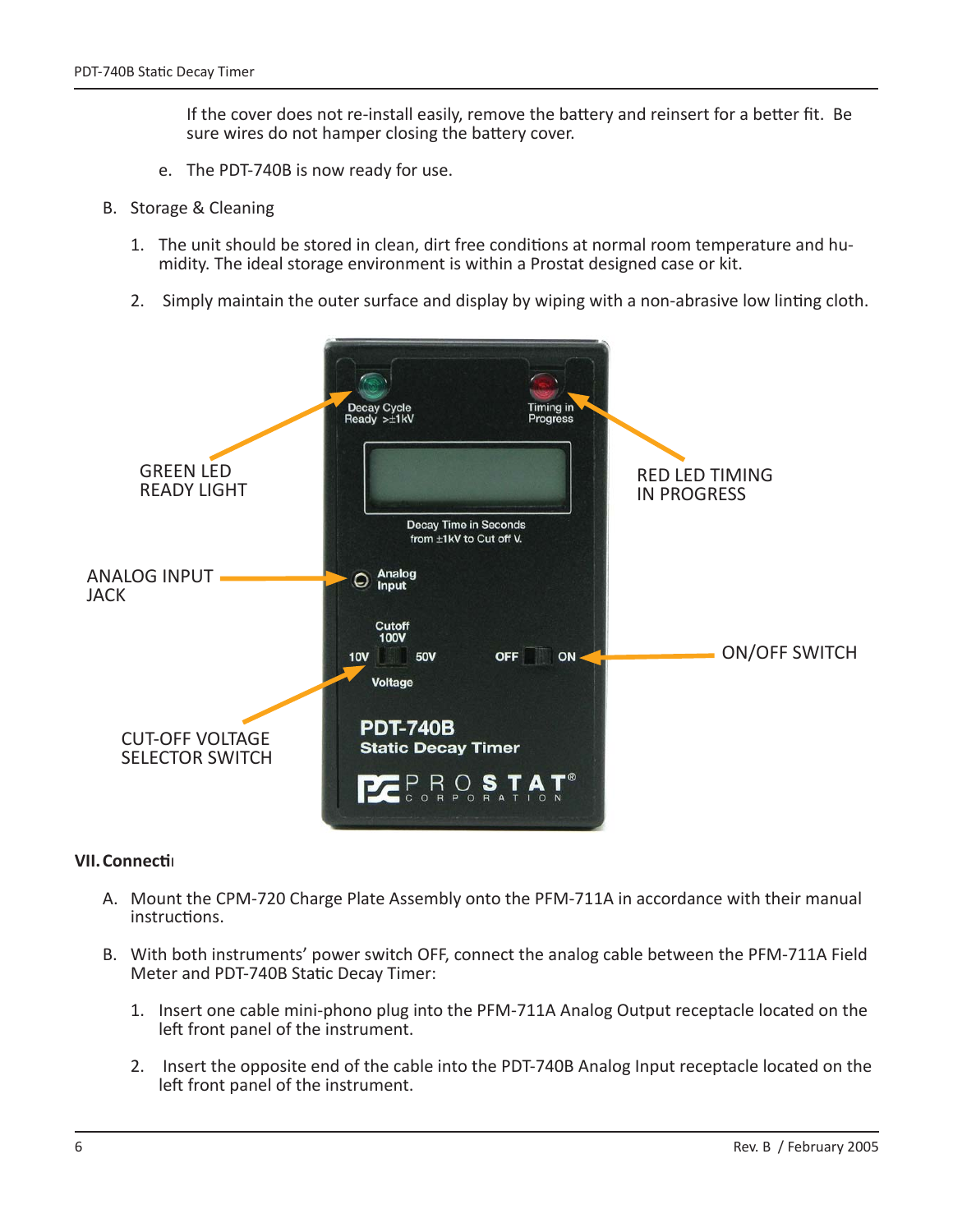If the cover does not re-install easily, remove the battery and reinsert for a better fit. Be sure wires do not hamper closing the battery cover.

e. The PDT-740B is now ready for use.

B. Storage & Cleaning

1. The unit should be stored in clean, dirt free conditions at normal room temperature and humidity. The ideal storage environment is within a Prostat designed case or kit.

2. Simply maintain the outer surface and display by wiping with a non-abrasive low linting cloth.

GREEN LED READY LIGHT

RED LED TIMING IN PROGRESS

ANALOG INPUT JACK

ON/OFF SWITCH

CUT-OFF VOLTAGE SELECTOR SWITCH

**VII. Connecti**

A. Mount the CPM-720 Charge Plate Assembly onto the PFM-711A in accordance with their manual instructions.

B. With both instruments' power switch OFF, connect the analog cable between the PFM-711A Field Meter and PDT-740B Static Decay Timer:

1. Insert one cable mini-phono plug into the PFM-711A Analog Output receptacle located on the left front panel of the instrument.

2. Insert the opposite end of the cable into the PDT-740B Analog Input receptacle located on the left front panel of the instrument.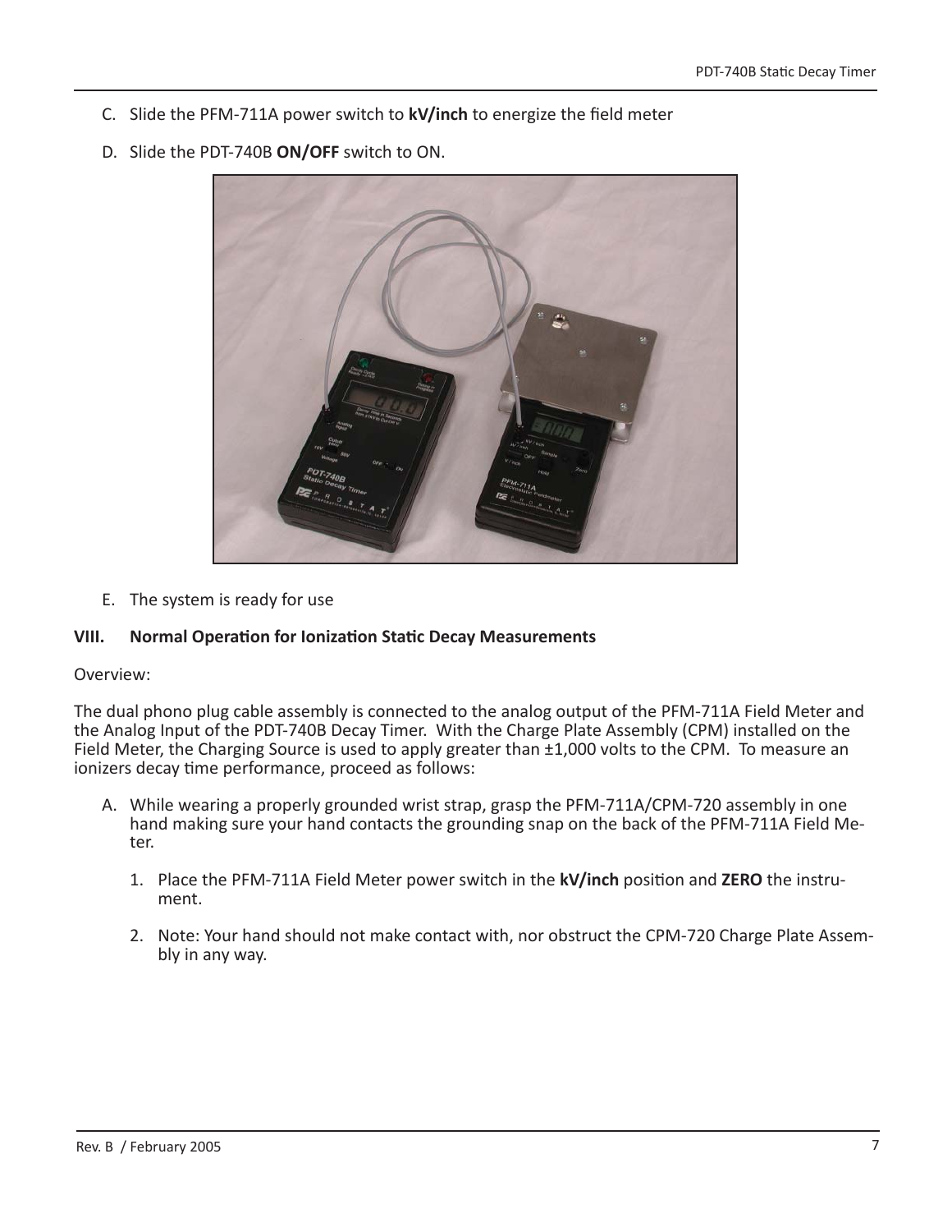C. Slide the PFM-711A power switch to **kV/inch** to energize the field meter

D. Slide the PDT-740B **ON/OFF** switch to ON.

E. The system is ready for use

## VIII. Normal Operation for Ionization Static Decay Measurements

Overview:

The dual phono plug cable assembly is connected to the analog output of the PFM-711A Field Meter and the Analog Input of the PDT-740B Decay Timer. With the Charge Plate Assembly (CPM) installed on the Field Meter, the Charging Source is used to apply greater than ±1,000 volts to the CPM. To measure an ionizers decay time performance, proceed as follows:

A. While wearing a properly grounded wrist strap, grasp the PFM-711A/CPM-720 assembly in one hand making sure your hand contacts the grounding snap on the back of the PFM-711A Field Meter.

   1. Place the PFM-711A Field Meter power switch in the **kV/inch** position and **ZERO** the instrument.

   2. Note: Your hand should not make contact with, nor obstruct the CPM-720 Charge Plate Assembly in any way.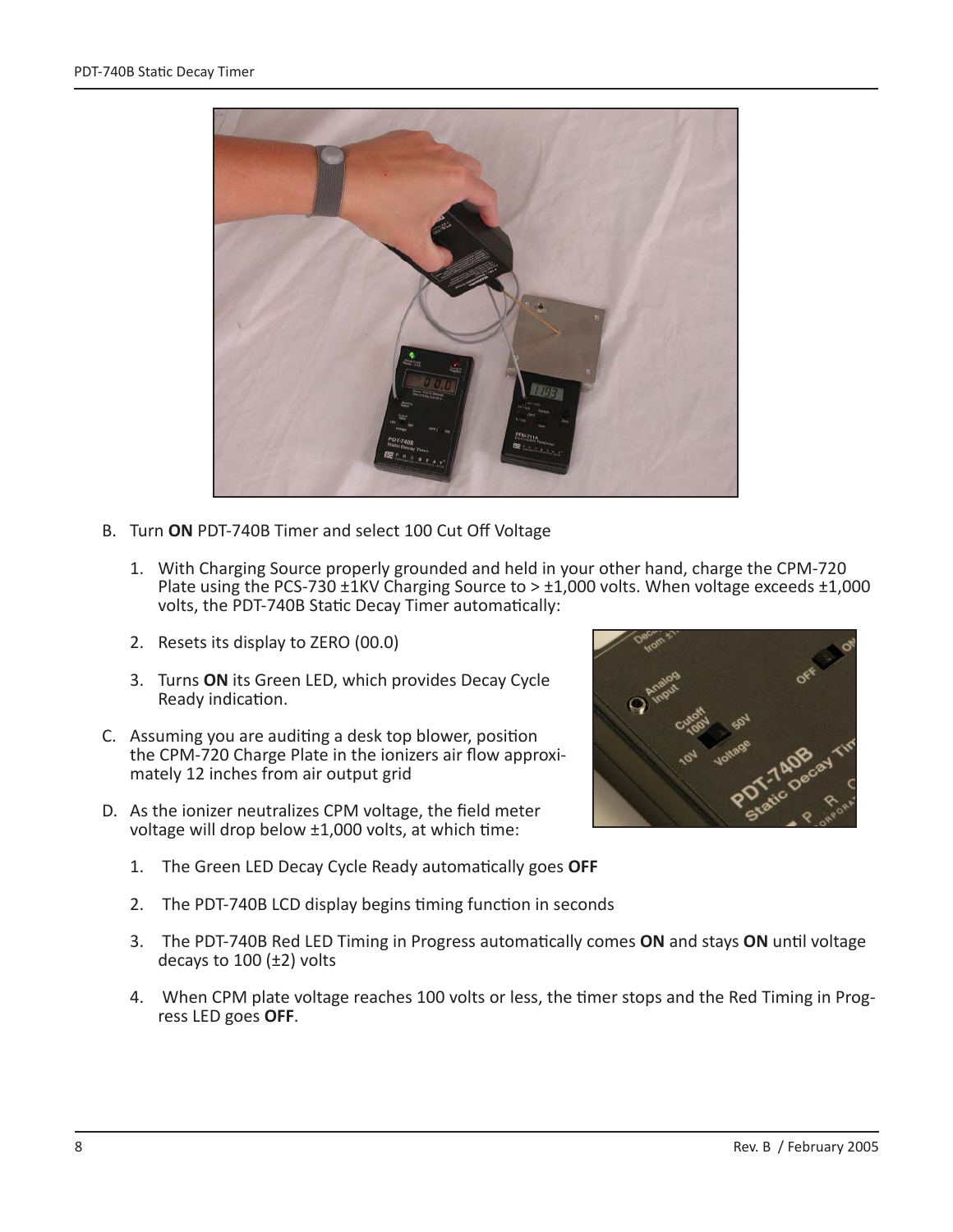B. Turn **ON** PDT-740B Timer and select 100 Cut Off Voltage

   1. With Charging Source properly grounded and held in your other hand, charge the CPM-720 Plate using the PCS-730 ±1KV Charging Source to > ±1,000 volts. When voltage exceeds ±1,000 volts, the PDT-740B Static Decay Timer automatically:

   2. Resets its display to ZERO (00.0)

   3. Turns **ON** its Green LED, which provides Decay Cycle Ready indication.

C. Assuming you are auditing a desk top blower, position the CPM-720 Charge Plate in the ionizers air flow approximately 12 inches from air output grid

D. As the ionizer neutralizes CPM voltage, the field meter voltage will drop below ±1,000 volts, at which time:

   1. The Green LED Decay Cycle Ready automatically goes **OFF**

   2. The PDT-740B LCD display begins timing function in seconds

   3. The PDT-740B Red LED Timing in Progress automatically comes **ON** and stays **ON** until voltage decays to 100 (±2) volts

   4. When CPM plate voltage reaches 100 volts or less, the timer stops and the Red Timing in Progress LED goes **OFF**.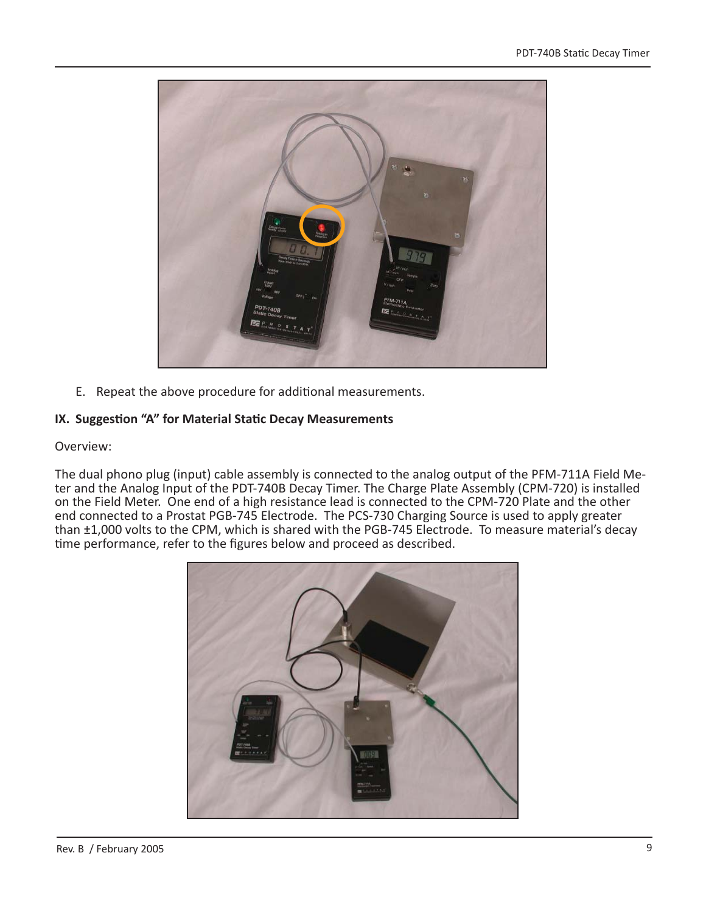E. Repeat the above procedure for additional measurements.

## IX. Suggestion "A" for Material Static Decay Measurements

Overview:

The dual phono plug (input) cable assembly is connected to the analog output of the PFM-711A Field Meter and the Analog Input of the PDT-740B Decay Timer. The Charge Plate Assembly (CPM-720) is installed on the Field Meter. One end of a high resistance lead is connected to the CPM-720 Plate and the other end connected to a Prostat PGB-745 Electrode. The PCS-730 Charging Source is used to apply greater than ±1,000 volts to the CPM, which is shared with the PGB-745 Electrode. To measure material's decay time performance, refer to the figures below and proceed as described.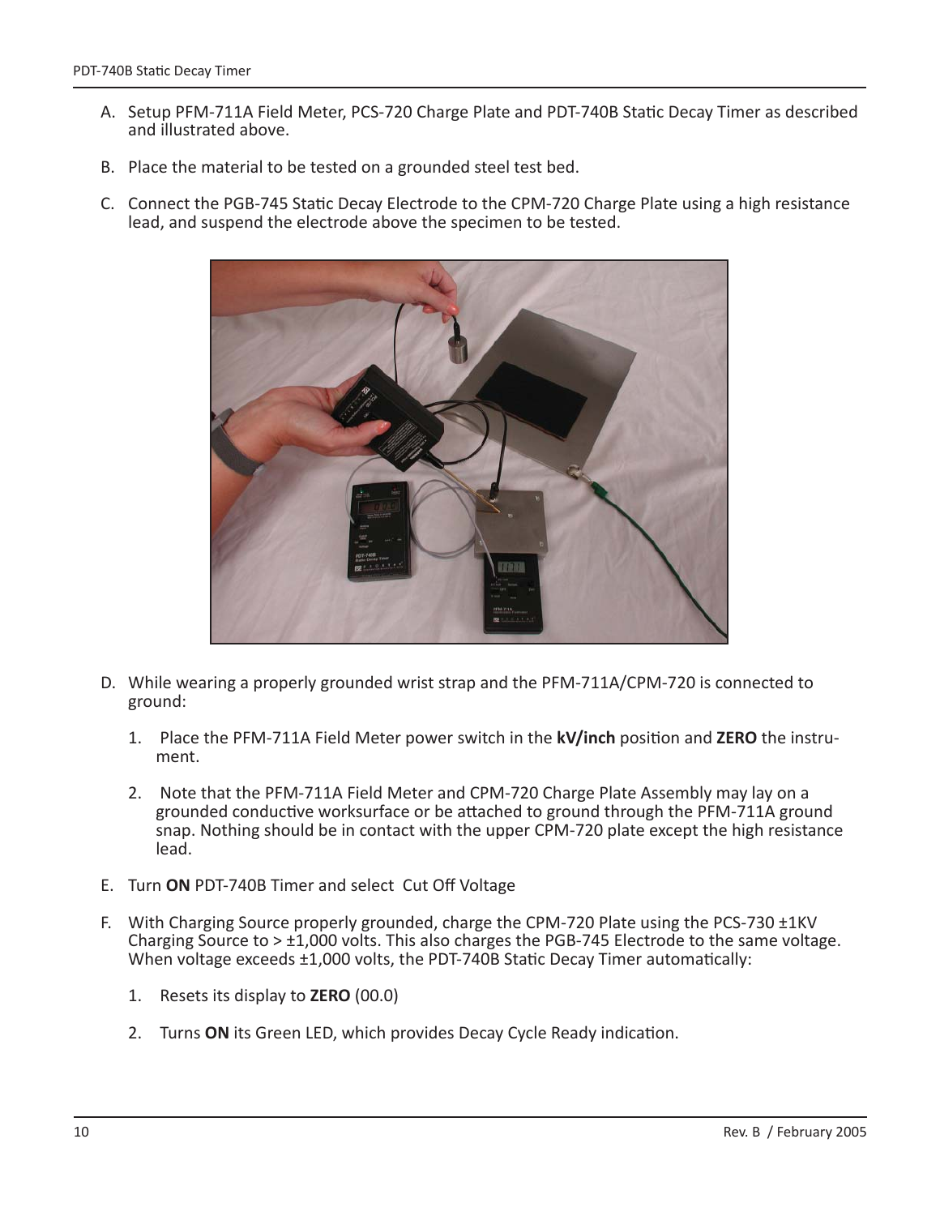A. Setup PFM-711A Field Meter, PCS-720 Charge Plate and PDT-740B Static Decay Timer as described and illustrated above.

B. Place the material to be tested on a grounded steel test bed.

C. Connect the PGB-745 Static Decay Electrode to the CPM-720 Charge Plate using a high resistance lead, and suspend the electrode above the specimen to be tested.

D. While wearing a properly grounded wrist strap and the PFM-711A/CPM-720 is connected to ground:

   1. Place the PFM-711A Field Meter power switch in the **kV/inch** position and **ZERO** the instrument.

   2. Note that the PFM-711A Field Meter and CPM-720 Charge Plate Assembly may lay on a grounded conductive worksurface or be attached to ground through the PFM-711A ground snap. Nothing should be in contact with the upper CPM-720 plate except the high resistance lead.

E. Turn **ON** PDT-740B Timer and select Cut Off Voltage

F. With Charging Source properly grounded, charge the CPM-720 Plate using the PCS-730 ±1KV Charging Source to > ±1,000 volts. This also charges the PGB-745 Electrode to the same voltage. When voltage exceeds ±1,000 volts, the PDT-740B Static Decay Timer automatically:

   1. Resets its display to **ZERO** (00.0)

   2. Turns **ON** its Green LED, which provides Decay Cycle Ready indication.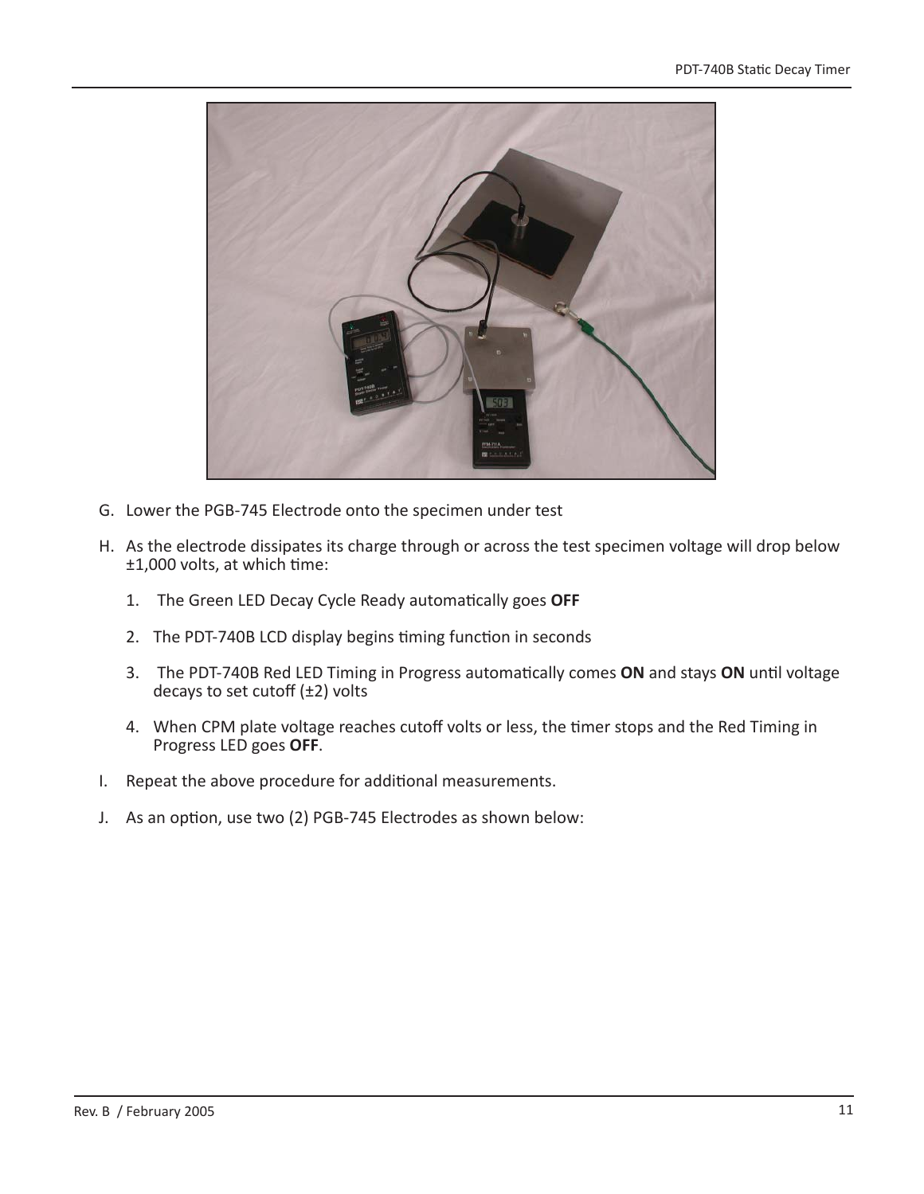G. Lower the PGB-745 Electrode onto the specimen under test

H. As the electrode dissipates its charge through or across the test specimen voltage will drop below ±1,000 volts, at which time:

   1. The Green LED Decay Cycle Ready automatically goes **OFF**

   2. The PDT-740B LCD display begins timing function in seconds

   3. The PDT-740B Red LED Timing in Progress automatically comes **ON** and stays **ON** until voltage decays to set cutoff (±2) volts

   4. When CPM plate voltage reaches cutoff volts or less, the timer stops and the Red Timing in Progress LED goes **OFF**.

I. Repeat the above procedure for additional measurements.

J. As an option, use two (2) PGB-745 Electrodes as shown below: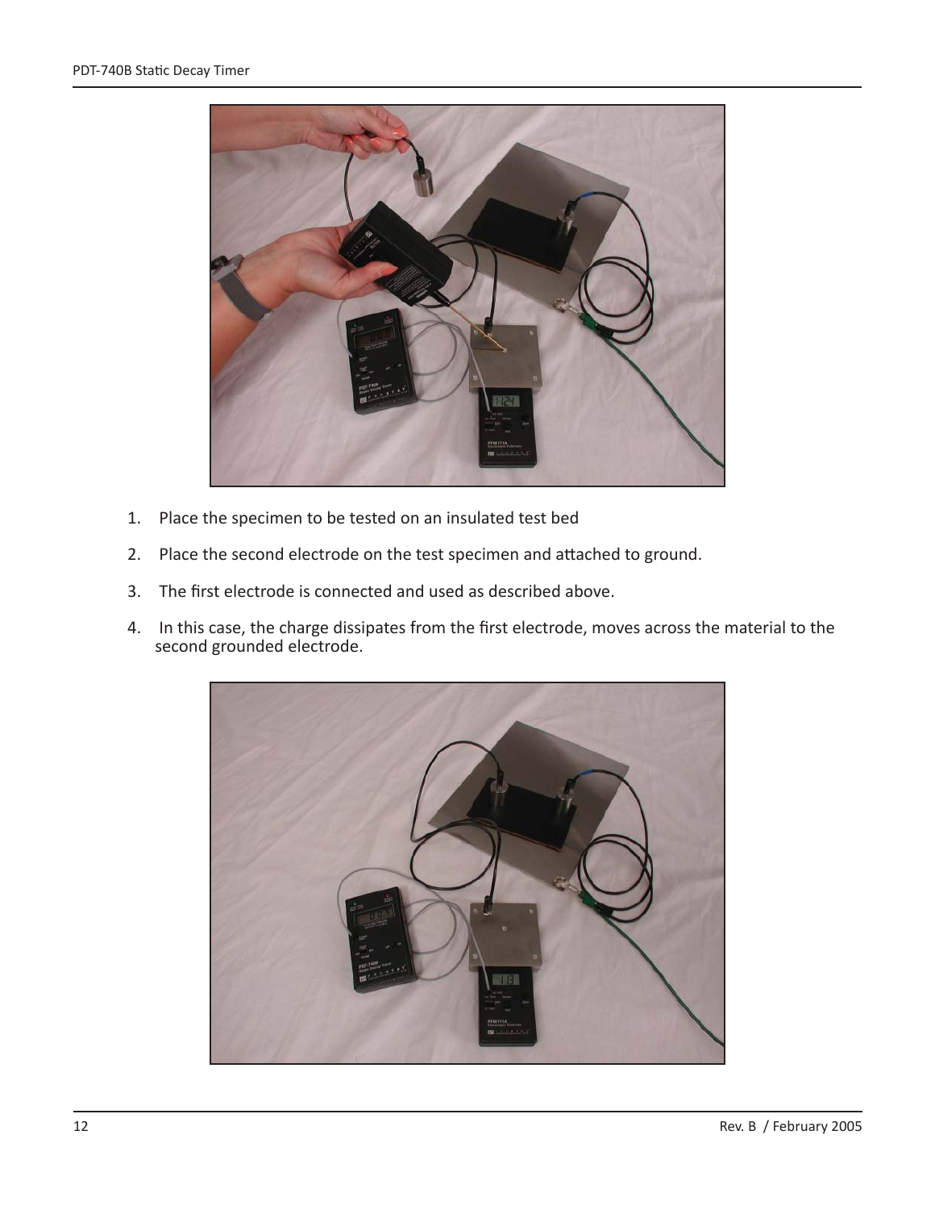1. Place the specimen to be tested on an insulated test bed
2. Place the second electrode on the test specimen and attached to ground.
3. The first electrode is connected and used as described above.
4. In this case, the charge dissipates from the first electrode, moves across the material to the second grounded electrode.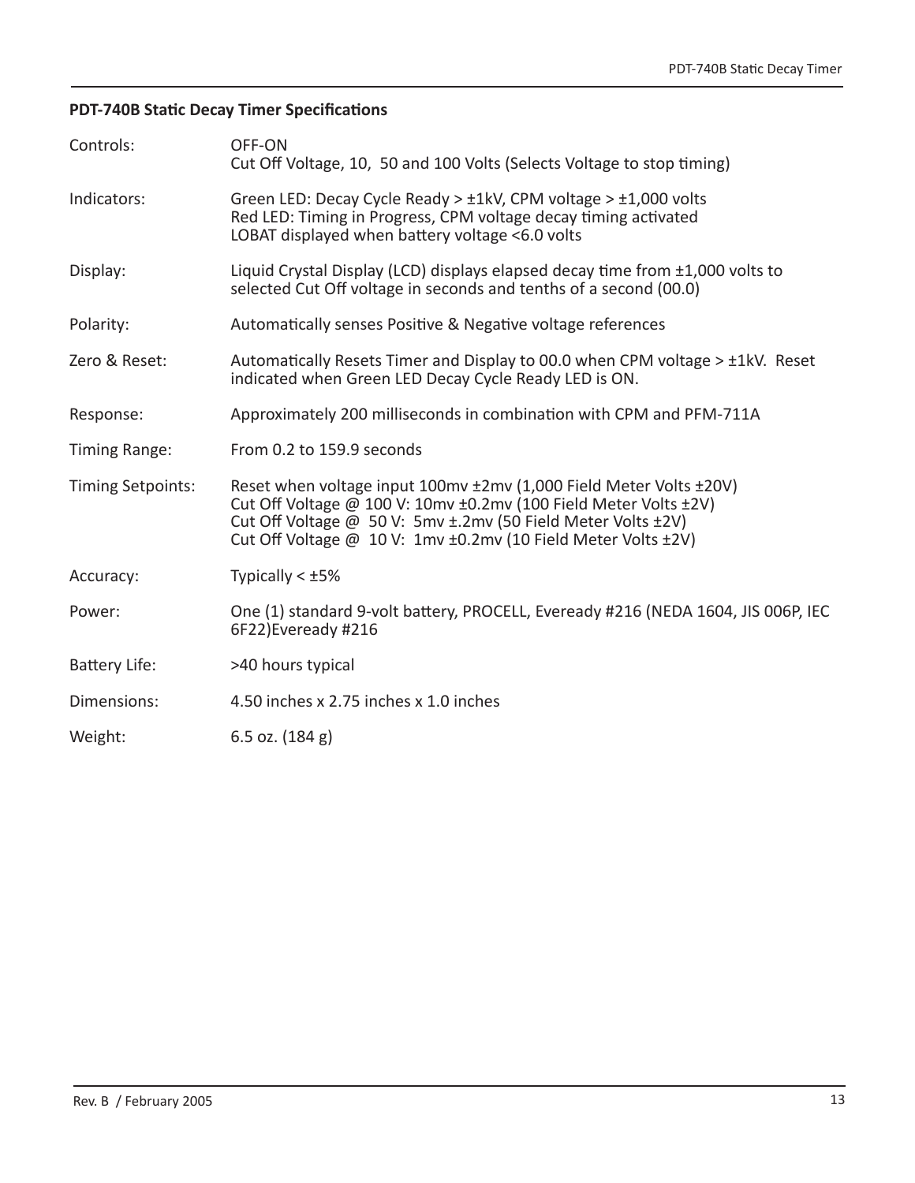**PDT-740B Static Decay Timer Specifications**

| | |
|---|---|
| Controls: | OFF-ON<br>Cut Off Voltage, 10, 50 and 100 Volts (Selects Voltage to stop timing) |
| Indicators: | Green LED: Decay Cycle Ready > ±1kV, CPM voltage > ±1,000 volts<br>Red LED: Timing in Progress, CPM voltage decay timing activated<br>LOBAT displayed when battery voltage <6.0 volts |
| Display: | Liquid Crystal Display (LCD) displays elapsed decay time from ±1,000 volts to selected Cut Off voltage in seconds and tenths of a second (00.0) |
| Polarity: | Automatically senses Positive & Negative voltage references |
| Zero & Reset: | Automatically Resets Timer and Display to 00.0 when CPM voltage > ±1kV. Reset indicated when Green LED Decay Cycle Ready LED is ON. |
| Response: | Approximately 200 milliseconds in combination with CPM and PFM-711A |
| Timing Range: | From 0.2 to 159.9 seconds |
| Timing Setpoints: | Reset when voltage input 100mv ±2mv (1,000 Field Meter Volts ±20V)<br>Cut Off Voltage @ 100 V: 10mv ±0.2mv (100 Field Meter Volts ±2V)<br>Cut Off Voltage @ 50 V: 5mv ±.2mv (50 Field Meter Volts ±2V)<br>Cut Off Voltage @ 10 V: 1mv ±0.2mv (10 Field Meter Volts ±2V) |
| Accuracy: | Typically < ±5% |
| Power: | One (1) standard 9-volt battery, PROCELL, Eveready #216 (NEDA 1604, JIS 006P, IEC 6F22)Eveready #216 |
| Battery Life: | >40 hours typical |
| Dimensions: | 4.50 inches x 2.75 inches x 1.0 inches |
| Weight: | 6.5 oz. (184 g) |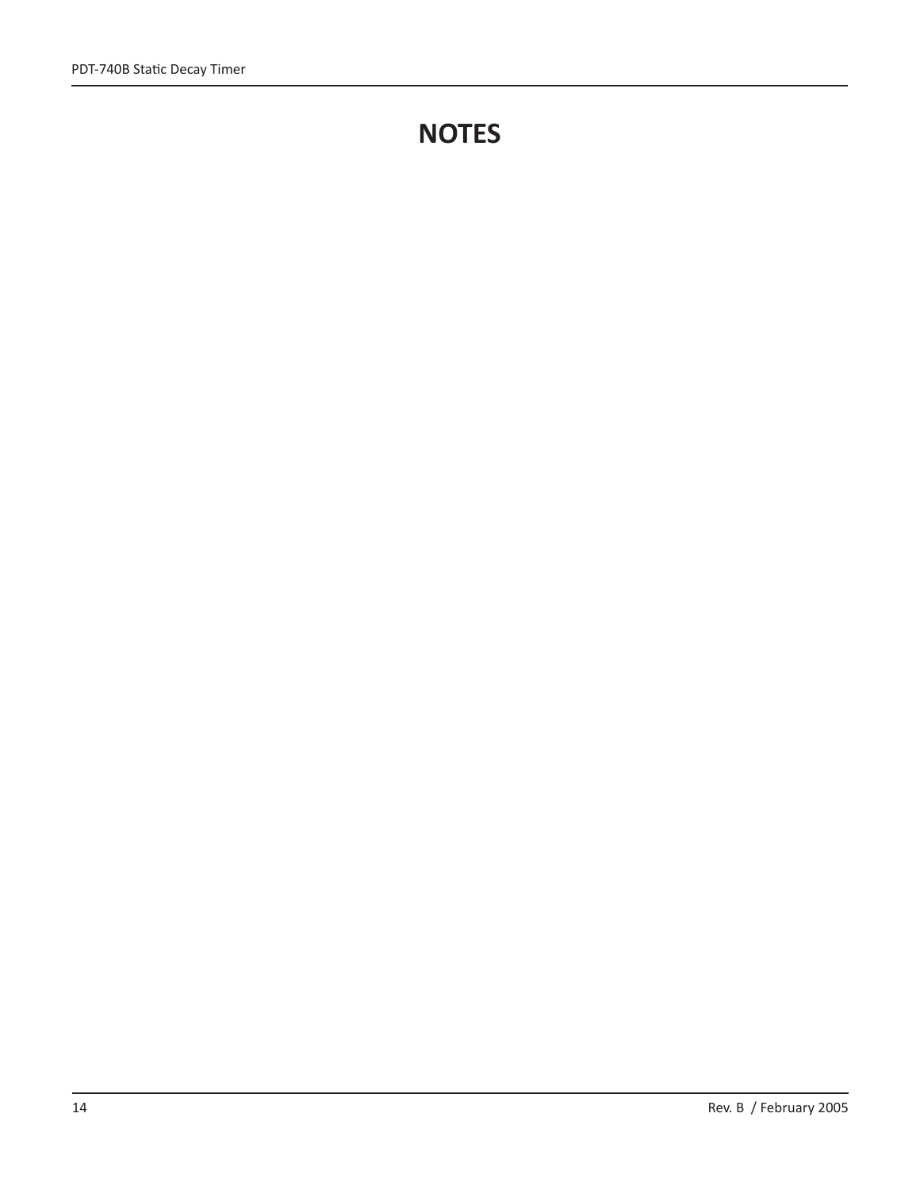# NOTES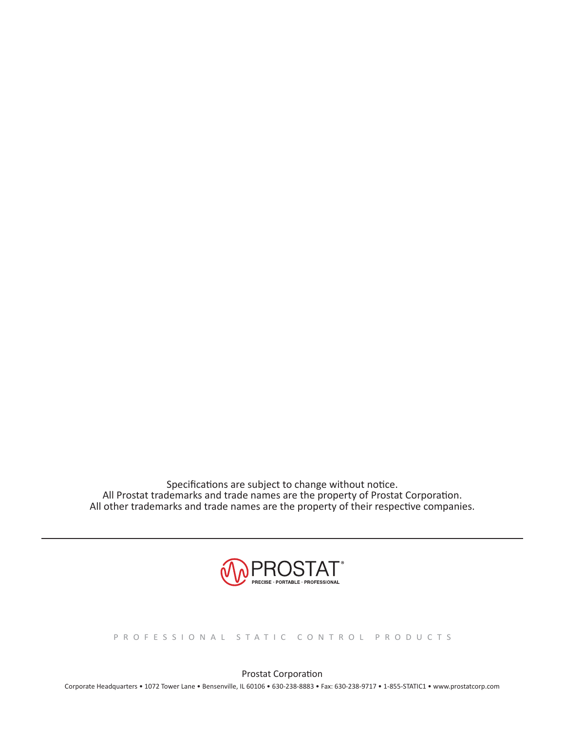Specifications are subject to change without notice.
All Prostat trademarks and trade names are the property of Prostat Corporation.
All other trademarks and trade names are the property of their respective companies.

---

PROSTAT®
PRECISE · PORTABLE · PROFESSIONAL

PROFESSIONAL STATIC CONTROL PRODUCTS

Prostat Corporation

Corporate Headquarters • 1072 Tower Lane • Bensenville, IL 60106 • 630-238-8883 • Fax: 630-238-9717 • 1-855-STATIC1 • www.prostatcorp.com